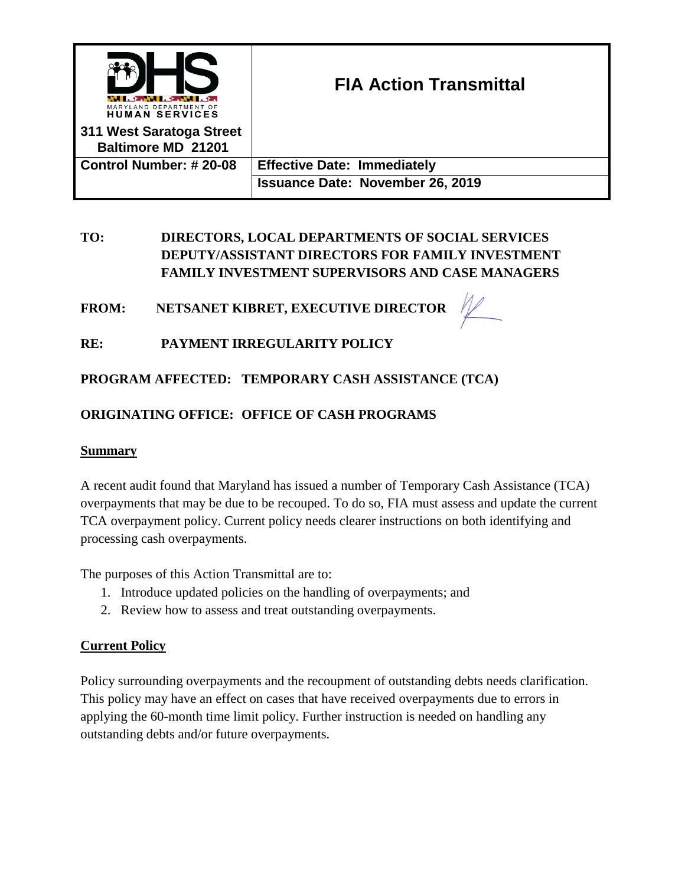| MARYLAND DEPARTMENT OF HUMAN SERVICES<br>311 West Saratoga Street<br>Baltimore MD 21201 | **FIA Action Transmittal** |
|---|---|
| **Control Number: # 20-08** | **Effective Date: Immediately** |
| | **Issuance Date: November 26, 2019** |

**TO:** DIRECTORS, LOCAL DEPARTMENTS OF SOCIAL SERVICES
DEPUTY/ASSISTANT DIRECTORS FOR FAMILY INVESTMENT
FAMILY INVESTMENT SUPERVISORS AND CASE MANAGERS

**FROM:** NETSANET KIBRET, EXECUTIVE DIRECTOR

**RE:** PAYMENT IRREGULARITY POLICY

**PROGRAM AFFECTED:** TEMPORARY CASH ASSISTANCE (TCA)

**ORIGINATING OFFICE:** OFFICE OF CASH PROGRAMS

## Summary

A recent audit found that Maryland has issued a number of Temporary Cash Assistance (TCA) overpayments that may be due to be recouped. To do so, FIA must assess and update the current TCA overpayment policy. Current policy needs clearer instructions on both identifying and processing cash overpayments.

The purposes of this Action Transmittal are to:

1. Introduce updated policies on the handling of overpayments; and
2. Review how to assess and treat outstanding overpayments.

## Current Policy

Policy surrounding overpayments and the recoupment of outstanding debts needs clarification. This policy may have an effect on cases that have received overpayments due to errors in applying the 60-month time limit policy. Further instruction is needed on handling any outstanding debts and/or future overpayments.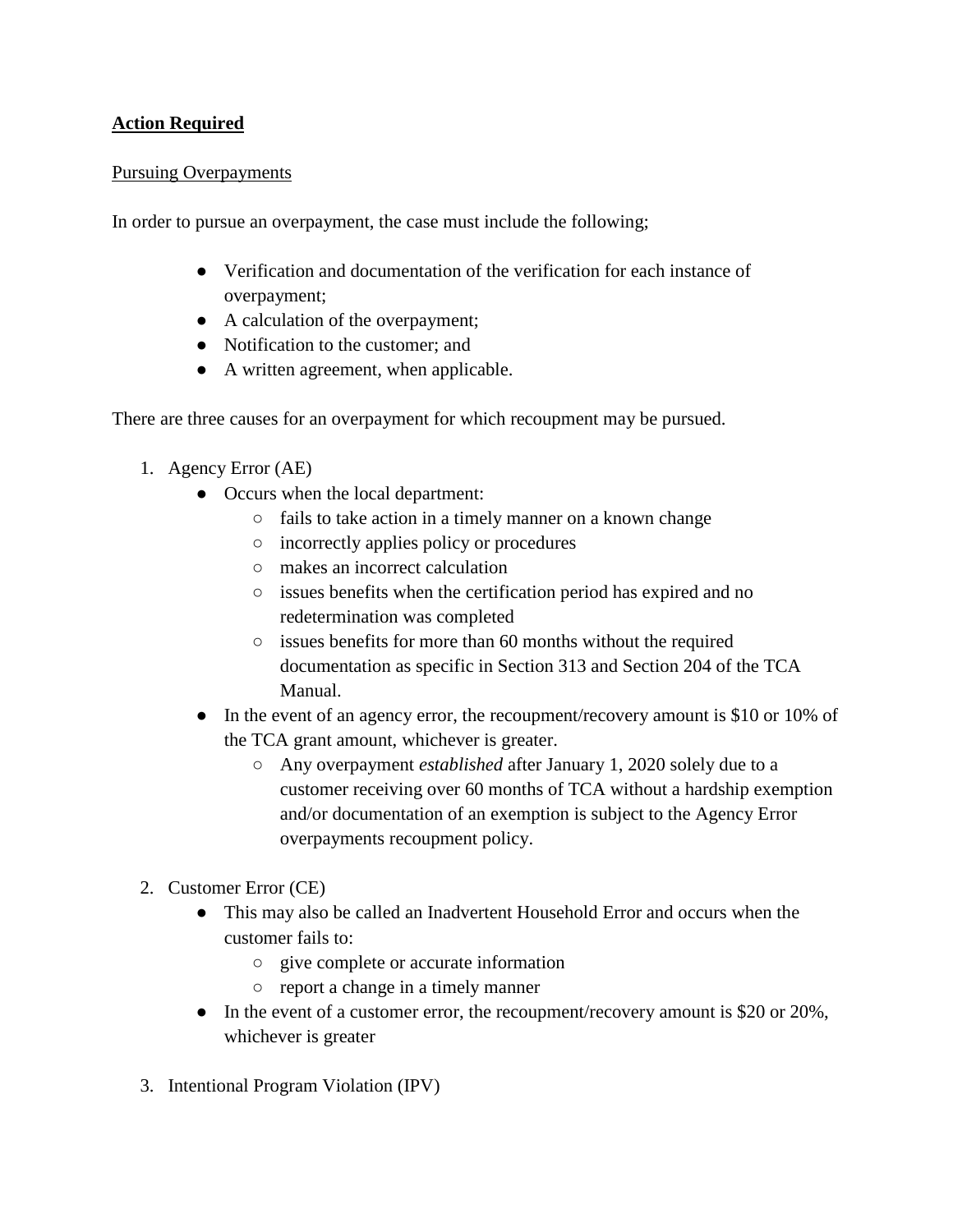**<u>Action Required</u>**

<u>Pursuing Overpayments</u>

In order to pursue an overpayment, the case must include the following;

- Verification and documentation of the verification for each instance of overpayment;
- A calculation of the overpayment;
- Notification to the customer; and
- A written agreement, when applicable.

There are three causes for an overpayment for which recoupment may be pursued.

1. Agency Error (AE)
   - Occurs when the local department:
     - fails to take action in a timely manner on a known change
     - incorrectly applies policy or procedures
     - makes an incorrect calculation
     - issues benefits when the certification period has expired and no redetermination was completed
     - issues benefits for more than 60 months without the required documentation as specific in Section 313 and Section 204 of the TCA Manual.
   - In the event of an agency error, the recoupment/recovery amount is $10 or 10% of the TCA grant amount, whichever is greater.
     - Any overpayment *established* after January 1, 2020 solely due to a customer receiving over 60 months of TCA without a hardship exemption and/or documentation of an exemption is subject to the Agency Error overpayments recoupment policy.

2. Customer Error (CE)
   - This may also be called an Inadvertent Household Error and occurs when the customer fails to:
     - give complete or accurate information
     - report a change in a timely manner
   - In the event of a customer error, the recoupment/recovery amount is $20 or 20%, whichever is greater

3. Intentional Program Violation (IPV)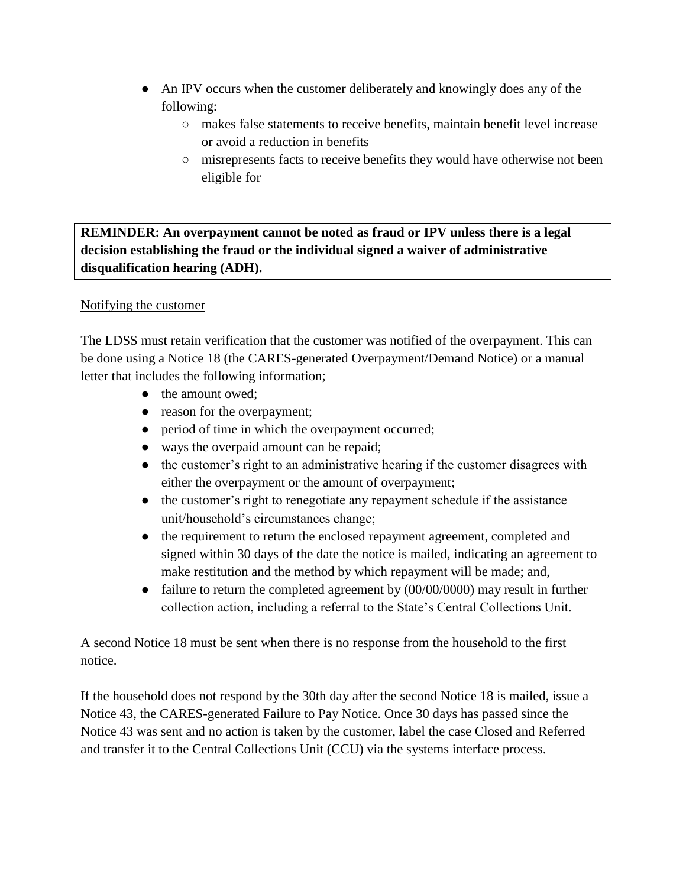- An IPV occurs when the customer deliberately and knowingly does any of the following:
    - makes false statements to receive benefits, maintain benefit level increase or avoid a reduction in benefits
    - misrepresents facts to receive benefits they would have otherwise not been eligible for

**REMINDER: An overpayment cannot be noted as fraud or IPV unless there is a legal decision establishing the fraud or the individual signed a waiver of administrative disqualification hearing (ADH).**

<u>Notifying the customer</u>

The LDSS must retain verification that the customer was notified of the overpayment. This can be done using a Notice 18 (the CARES-generated Overpayment/Demand Notice) or a manual letter that includes the following information;

- the amount owed;
- reason for the overpayment;
- period of time in which the overpayment occurred;
- ways the overpaid amount can be repaid;
- the customer's right to an administrative hearing if the customer disagrees with either the overpayment or the amount of overpayment;
- the customer's right to renegotiate any repayment schedule if the assistance unit/household's circumstances change;
- the requirement to return the enclosed repayment agreement, completed and signed within 30 days of the date the notice is mailed, indicating an agreement to make restitution and the method by which repayment will be made; and,
- failure to return the completed agreement by (00/00/0000) may result in further collection action, including a referral to the State's Central Collections Unit.

A second Notice 18 must be sent when there is no response from the household to the first notice.

If the household does not respond by the 30th day after the second Notice 18 is mailed, issue a Notice 43, the CARES-generated Failure to Pay Notice. Once 30 days has passed since the Notice 43 was sent and no action is taken by the customer, label the case Closed and Referred and transfer it to the Central Collections Unit (CCU) via the systems interface process.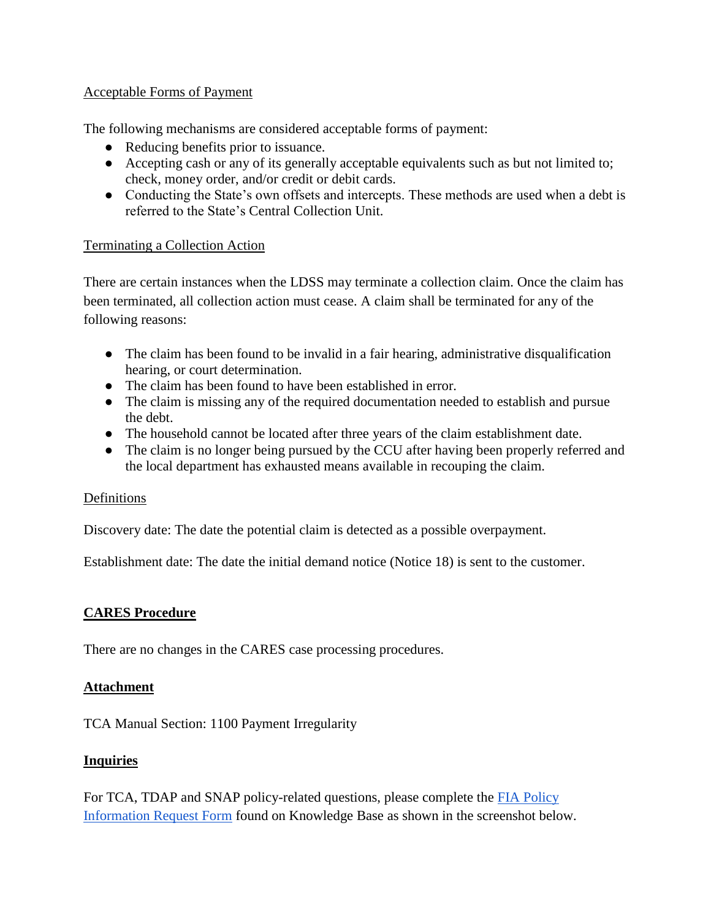Acceptable Forms of Payment

The following mechanisms are considered acceptable forms of payment:

- Reducing benefits prior to issuance.
- Accepting cash or any of its generally acceptable equivalents such as but not limited to; check, money order, and/or credit or debit cards.
- Conducting the State's own offsets and intercepts. These methods are used when a debt is referred to the State's Central Collection Unit.

Terminating a Collection Action

There are certain instances when the LDSS may terminate a collection claim. Once the claim has been terminated, all collection action must cease. A claim shall be terminated for any of the following reasons:

- The claim has been found to be invalid in a fair hearing, administrative disqualification hearing, or court determination.
- The claim has been found to have been established in error.
- The claim is missing any of the required documentation needed to establish and pursue the debt.
- The household cannot be located after three years of the claim establishment date.
- The claim is no longer being pursued by the CCU after having been properly referred and the local department has exhausted means available in recouping the claim.

Definitions

Discovery date: The date the potential claim is detected as a possible overpayment.

Establishment date: The date the initial demand notice (Notice 18) is sent to the customer.

## CARES Procedure

There are no changes in the CARES case processing procedures.

## Attachment

TCA Manual Section: 1100 Payment Irregularity

## Inquiries

For TCA, TDAP and SNAP policy-related questions, please complete the FIA Policy Information Request Form found on Knowledge Base as shown in the screenshot below.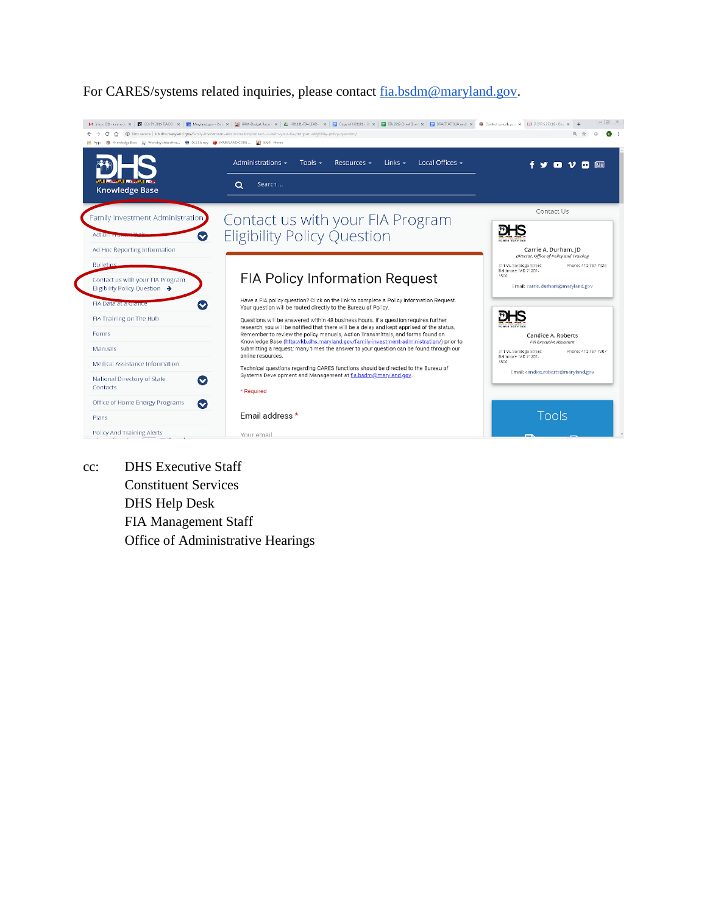For CARES/systems related inquiries, please contact fia.bsdm@maryland.gov.

cc: DHS Executive Staff
Constituent Services
DHS Help Desk
FIA Management Staff
Office of Administrative Hearings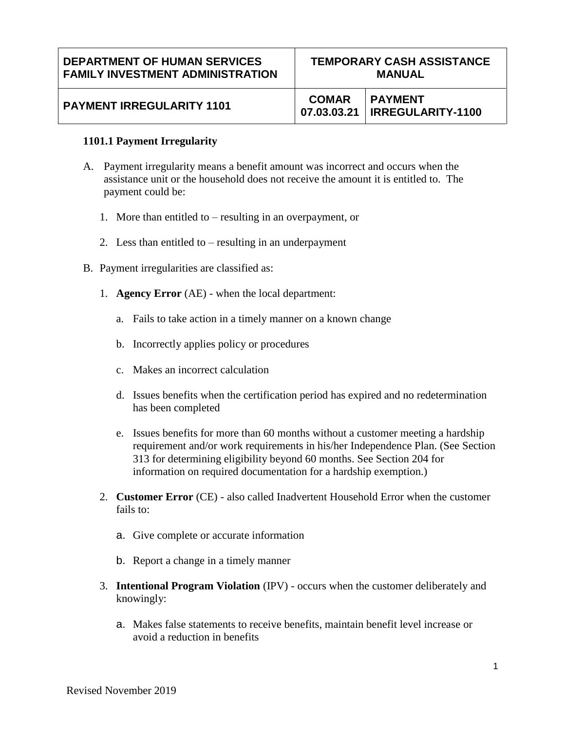| DEPARTMENT OF HUMAN SERVICES FAMILY INVESTMENT ADMINISTRATION | TEMPORARY CASH ASSISTANCE MANUAL | |
|---|---|---|
| PAYMENT IRREGULARITY 1101 | COMAR 07.03.03.21 | PAYMENT IRREGULARITY-1100 |

**1101.1 Payment Irregularity**

A. Payment irregularity means a benefit amount was incorrect and occurs when the assistance unit or the household does not receive the amount it is entitled to. The payment could be:

   1. More than entitled to – resulting in an overpayment, or

   2. Less than entitled to – resulting in an underpayment

B. Payment irregularities are classified as:

   1. **Agency Error** (AE) - when the local department:

      a. Fails to take action in a timely manner on a known change

      b. Incorrectly applies policy or procedures

      c. Makes an incorrect calculation

      d. Issues benefits when the certification period has expired and no redetermination has been completed

      e. Issues benefits for more than 60 months without a customer meeting a hardship requirement and/or work requirements in his/her Independence Plan. (See Section 313 for determining eligibility beyond 60 months. See Section 204 for information on required documentation for a hardship exemption.)

   2. **Customer Error** (CE) - also called Inadvertent Household Error when the customer fails to:

      a. Give complete or accurate information

      b. Report a change in a timely manner

   3. **Intentional Program Violation** (IPV) - occurs when the customer deliberately and knowingly:

      a. Makes false statements to receive benefits, maintain benefit level increase or avoid a reduction in benefits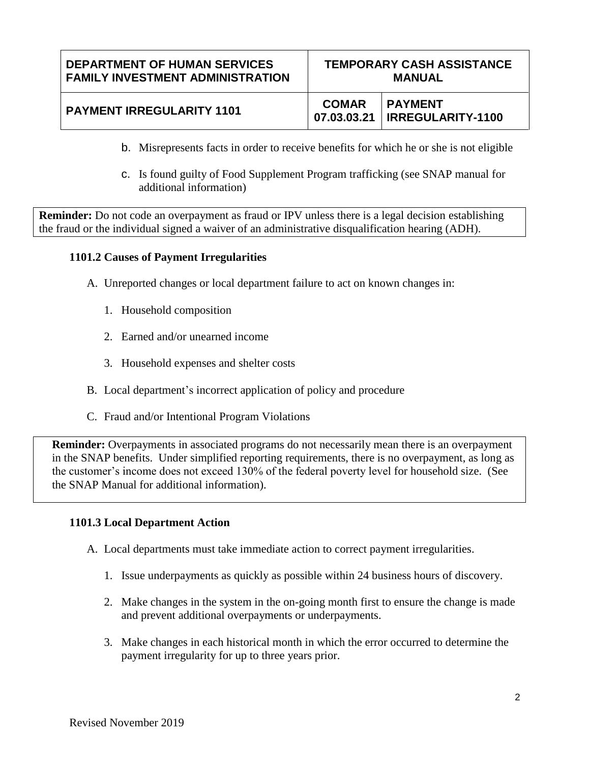b. Misrepresents facts in order to receive benefits for which he or she is not eligible

c. Is found guilty of Food Supplement Program trafficking (see SNAP manual for additional information)

**Reminder:** Do not code an overpayment as fraud or IPV unless there is a legal decision establishing the fraud or the individual signed a waiver of an administrative disqualification hearing (ADH).

### 1101.2 Causes of Payment Irregularities

A. Unreported changes or local department failure to act on known changes in:

1. Household composition

2. Earned and/or unearned income

3. Household expenses and shelter costs

B. Local department's incorrect application of policy and procedure

C. Fraud and/or Intentional Program Violations

**Reminder:** Overpayments in associated programs do not necessarily mean there is an overpayment in the SNAP benefits. Under simplified reporting requirements, there is no overpayment, as long as the customer's income does not exceed 130% of the federal poverty level for household size. (See the SNAP Manual for additional information).

### 1101.3 Local Department Action

A. Local departments must take immediate action to correct payment irregularities.

1. Issue underpayments as quickly as possible within 24 business hours of discovery.

2. Make changes in the system in the on-going month first to ensure the change is made and prevent additional overpayments or underpayments.

3. Make changes in each historical month in which the error occurred to determine the payment irregularity for up to three years prior.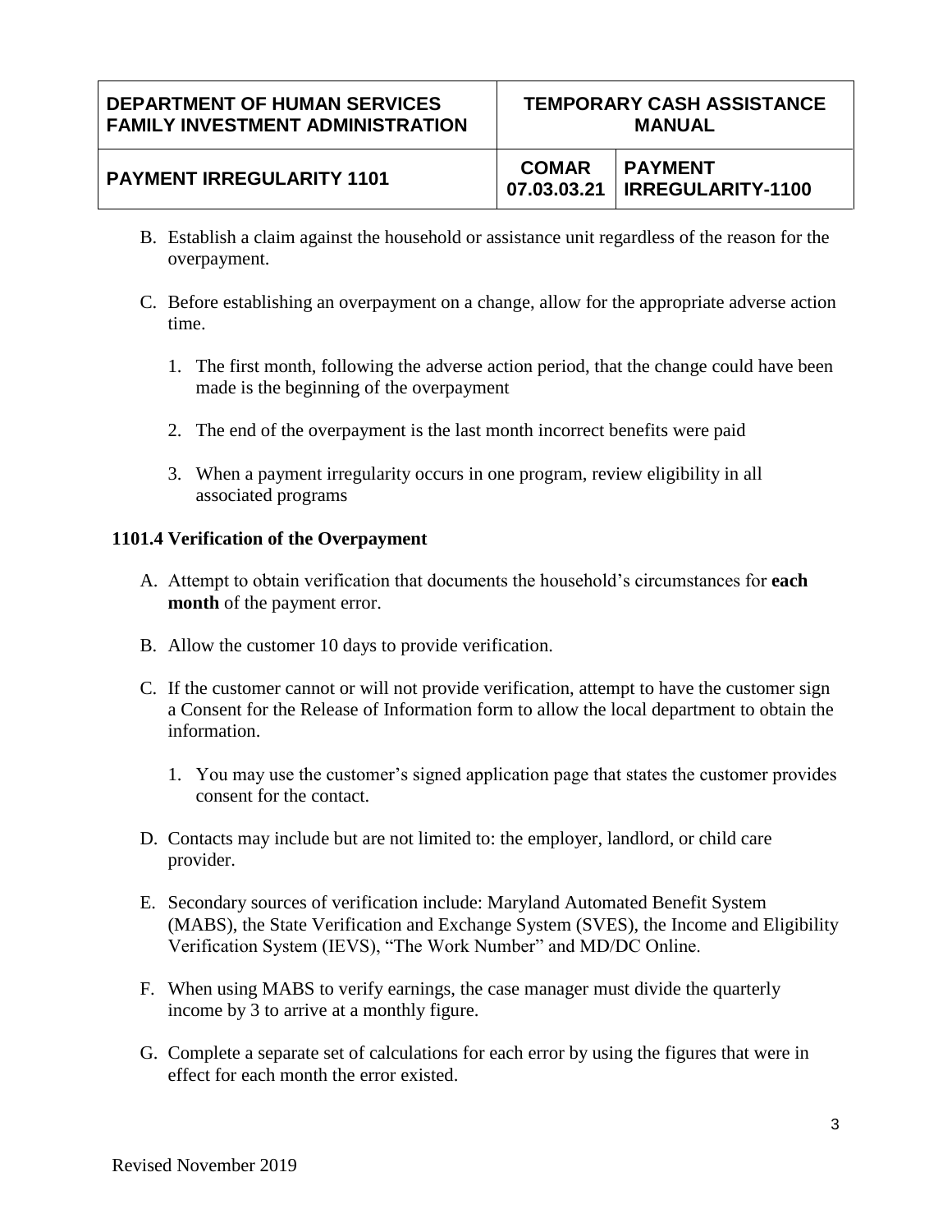B. Establish a claim against the household or assistance unit regardless of the reason for the overpayment.

C. Before establishing an overpayment on a change, allow for the appropriate adverse action time.

   1. The first month, following the adverse action period, that the change could have been made is the beginning of the overpayment

   2. The end of the overpayment is the last month incorrect benefits were paid

   3. When a payment irregularity occurs in one program, review eligibility in all associated programs

### 1101.4 Verification of the Overpayment

A. Attempt to obtain verification that documents the household's circumstances for **each month** of the payment error.

B. Allow the customer 10 days to provide verification.

C. If the customer cannot or will not provide verification, attempt to have the customer sign a Consent for the Release of Information form to allow the local department to obtain the information.

   1. You may use the customer's signed application page that states the customer provides consent for the contact.

D. Contacts may include but are not limited to: the employer, landlord, or child care provider.

E. Secondary sources of verification include: Maryland Automated Benefit System (MABS), the State Verification and Exchange System (SVES), the Income and Eligibility Verification System (IEVS), "The Work Number" and MD/DC Online.

F. When using MABS to verify earnings, the case manager must divide the quarterly income by 3 to arrive at a monthly figure.

G. Complete a separate set of calculations for each error by using the figures that were in effect for each month the error existed.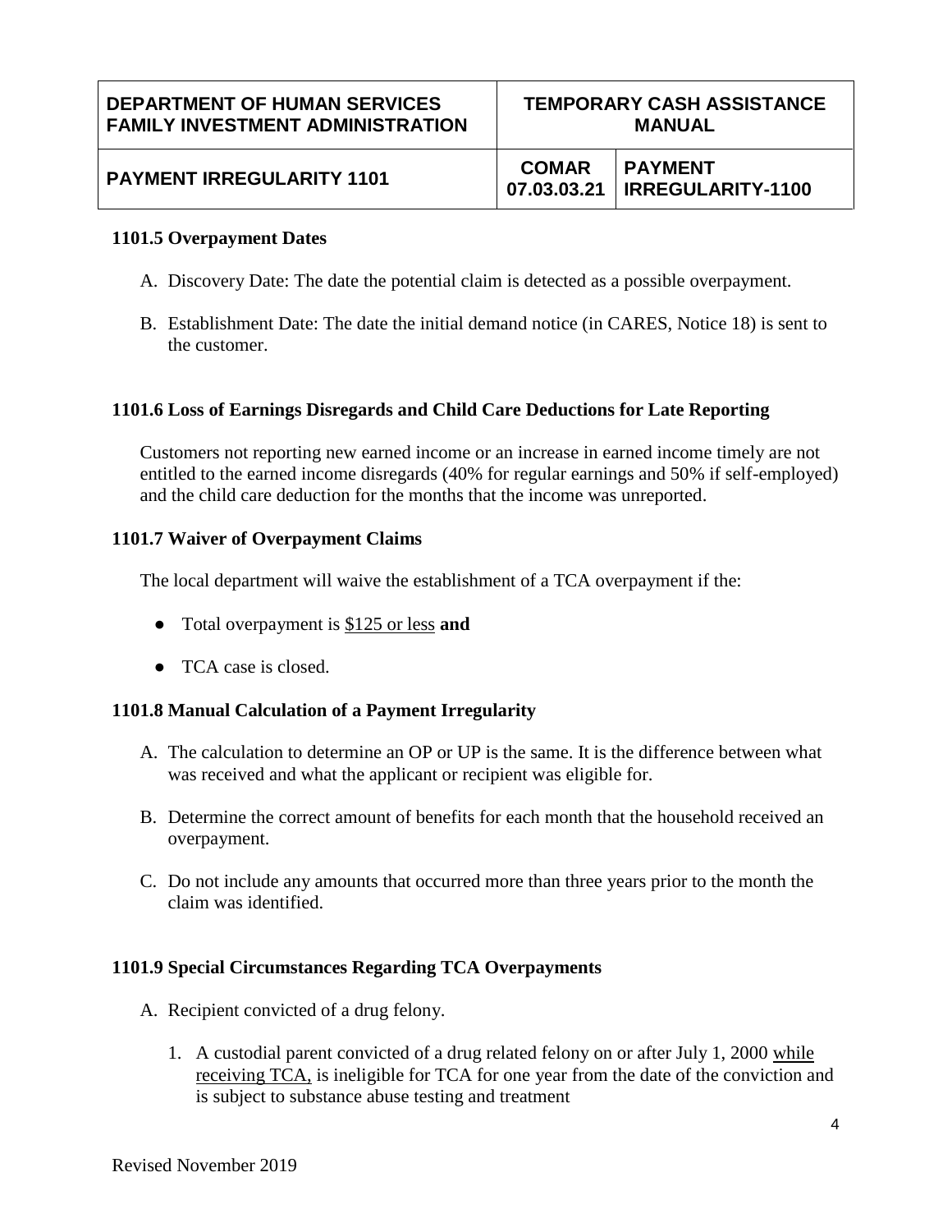### 1101.5 Overpayment Dates

A. Discovery Date: The date the potential claim is detected as a possible overpayment.

B. Establishment Date: The date the initial demand notice (in CARES, Notice 18) is sent to the customer.

### 1101.6 Loss of Earnings Disregards and Child Care Deductions for Late Reporting

Customers not reporting new earned income or an increase in earned income timely are not entitled to the earned income disregards (40% for regular earnings and 50% if self-employed) and the child care deduction for the months that the income was unreported.

### 1101.7 Waiver of Overpayment Claims

The local department will waive the establishment of a TCA overpayment if the:

- Total overpayment is <u>$125 or less</u> **and**
- TCA case is closed.

### 1101.8 Manual Calculation of a Payment Irregularity

A. The calculation to determine an OP or UP is the same. It is the difference between what was received and what the applicant or recipient was eligible for.

B. Determine the correct amount of benefits for each month that the household received an overpayment.

C. Do not include any amounts that occurred more than three years prior to the month the claim was identified.

### 1101.9 Special Circumstances Regarding TCA Overpayments

A. Recipient convicted of a drug felony.

1. A custodial parent convicted of a drug related felony on or after July 1, 2000 <u>while receiving TCA,</u> is ineligible for TCA for one year from the date of the conviction and is subject to substance abuse testing and treatment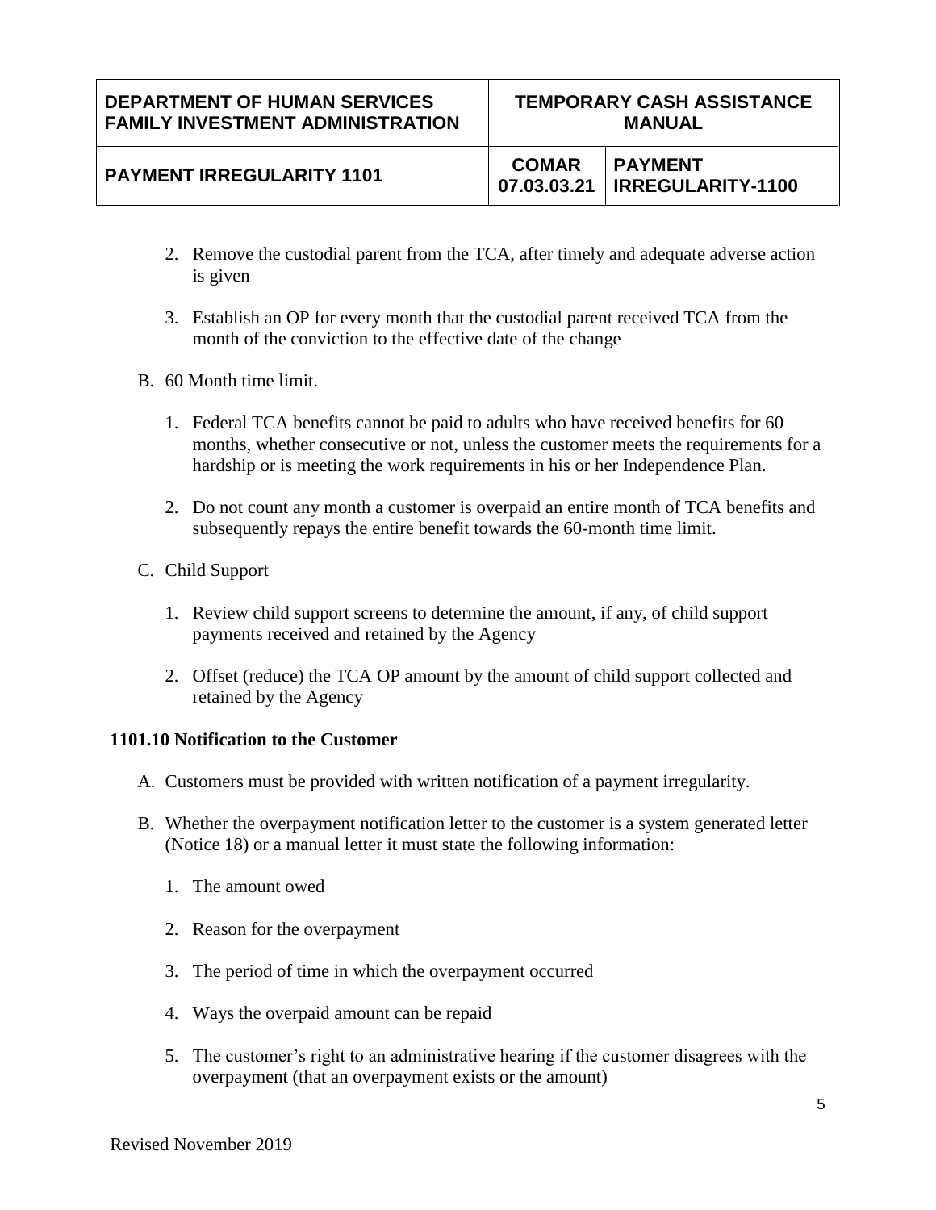2. Remove the custodial parent from the TCA, after timely and adequate adverse action is given

3. Establish an OP for every month that the custodial parent received TCA from the month of the conviction to the effective date of the change

B. 60 Month time limit.

1. Federal TCA benefits cannot be paid to adults who have received benefits for 60 months, whether consecutive or not, unless the customer meets the requirements for a hardship or is meeting the work requirements in his or her Independence Plan.

2. Do not count any month a customer is overpaid an entire month of TCA benefits and subsequently repays the entire benefit towards the 60-month time limit.

C. Child Support

1. Review child support screens to determine the amount, if any, of child support payments received and retained by the Agency

2. Offset (reduce) the TCA OP amount by the amount of child support collected and retained by the Agency

**1101.10 Notification to the Customer**

A. Customers must be provided with written notification of a payment irregularity.

B. Whether the overpayment notification letter to the customer is a system generated letter (Notice 18) or a manual letter it must state the following information:

1. The amount owed

2. Reason for the overpayment

3. The period of time in which the overpayment occurred

4. Ways the overpaid amount can be repaid

5. The customer's right to an administrative hearing if the customer disagrees with the overpayment (that an overpayment exists or the amount)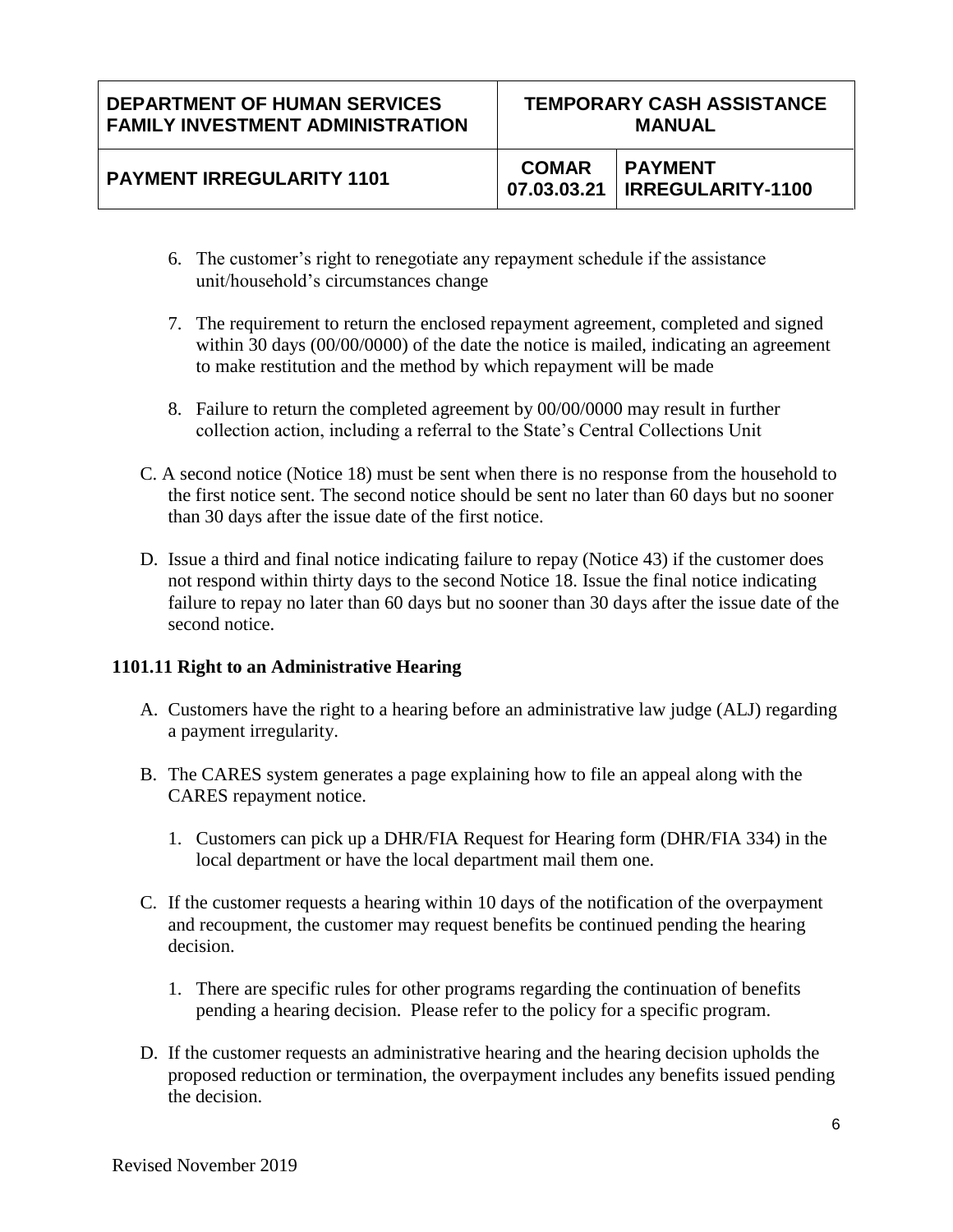6. The customer's right to renegotiate any repayment schedule if the assistance unit/household's circumstances change

7. The requirement to return the enclosed repayment agreement, completed and signed within 30 days (00/00/0000) of the date the notice is mailed, indicating an agreement to make restitution and the method by which repayment will be made

8. Failure to return the completed agreement by 00/00/0000 may result in further collection action, including a referral to the State's Central Collections Unit

C. A second notice (Notice 18) must be sent when there is no response from the household to the first notice sent. The second notice should be sent no later than 60 days but no sooner than 30 days after the issue date of the first notice.

D. Issue a third and final notice indicating failure to repay (Notice 43) if the customer does not respond within thirty days to the second Notice 18. Issue the final notice indicating failure to repay no later than 60 days but no sooner than 30 days after the issue date of the second notice.

### 1101.11 Right to an Administrative Hearing

A. Customers have the right to a hearing before an administrative law judge (ALJ) regarding a payment irregularity.

B. The CARES system generates a page explaining how to file an appeal along with the CARES repayment notice.

   1. Customers can pick up a DHR/FIA Request for Hearing form (DHR/FIA 334) in the local department or have the local department mail them one.

C. If the customer requests a hearing within 10 days of the notification of the overpayment and recoupment, the customer may request benefits be continued pending the hearing decision.

   1. There are specific rules for other programs regarding the continuation of benefits pending a hearing decision. Please refer to the policy for a specific program.

D. If the customer requests an administrative hearing and the hearing decision upholds the proposed reduction or termination, the overpayment includes any benefits issued pending the decision.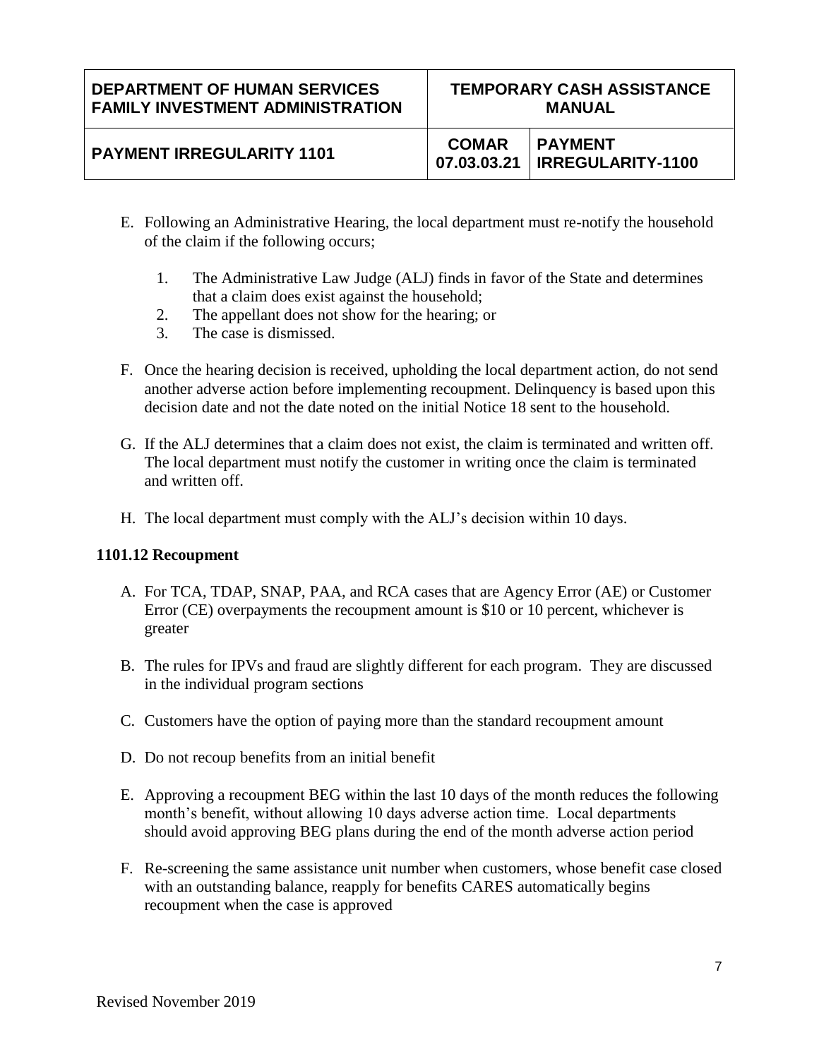E. Following an Administrative Hearing, the local department must re-notify the household of the claim if the following occurs;

   1. The Administrative Law Judge (ALJ) finds in favor of the State and determines that a claim does exist against the household;
   2. The appellant does not show for the hearing; or
   3. The case is dismissed.

F. Once the hearing decision is received, upholding the local department action, do not send another adverse action before implementing recoupment. Delinquency is based upon this decision date and not the date noted on the initial Notice 18 sent to the household.

G. If the ALJ determines that a claim does not exist, the claim is terminated and written off. The local department must notify the customer in writing once the claim is terminated and written off.

H. The local department must comply with the ALJ's decision within 10 days.

**1101.12 Recoupment**

A. For TCA, TDAP, SNAP, PAA, and RCA cases that are Agency Error (AE) or Customer Error (CE) overpayments the recoupment amount is $10 or 10 percent, whichever is greater

B. The rules for IPVs and fraud are slightly different for each program. They are discussed in the individual program sections

C. Customers have the option of paying more than the standard recoupment amount

D. Do not recoup benefits from an initial benefit

E. Approving a recoupment BEG within the last 10 days of the month reduces the following month's benefit, without allowing 10 days adverse action time. Local departments should avoid approving BEG plans during the end of the month adverse action period

F. Re-screening the same assistance unit number when customers, whose benefit case closed with an outstanding balance, reapply for benefits CARES automatically begins recoupment when the case is approved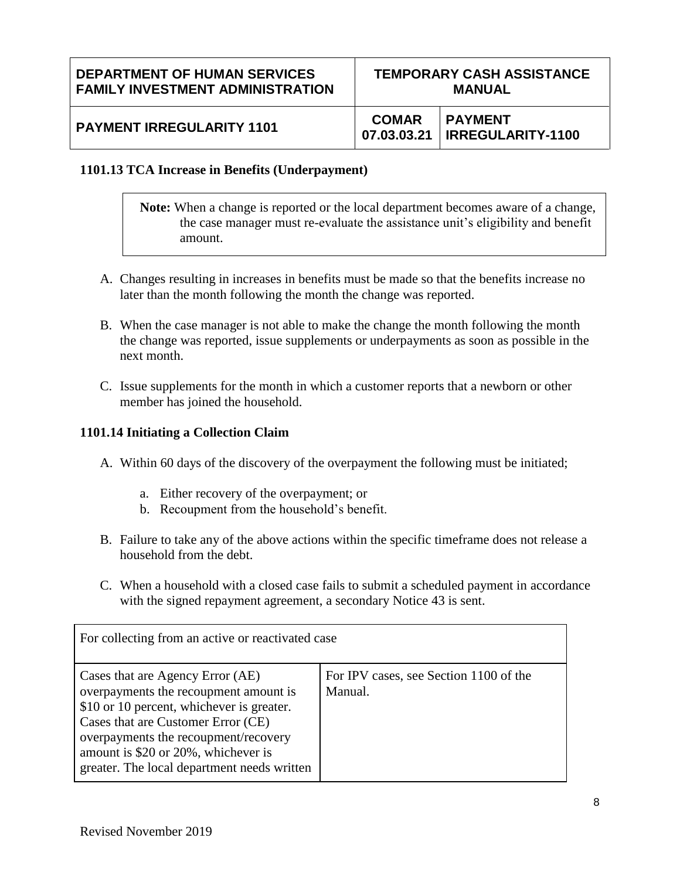### 1101.13 TCA Increase in Benefits (Underpayment)

> **Note:** When a change is reported or the local department becomes aware of a change, the case manager must re-evaluate the assistance unit's eligibility and benefit amount.

A. Changes resulting in increases in benefits must be made so that the benefits increase no later than the month following the month the change was reported.

B. When the case manager is not able to make the change the month following the month the change was reported, issue supplements or underpayments as soon as possible in the next month.

C. Issue supplements for the month in which a customer reports that a newborn or other member has joined the household.

### 1101.14 Initiating a Collection Claim

A. Within 60 days of the discovery of the overpayment the following must be initiated;

   a. Either recovery of the overpayment; or
   b. Recoupment from the household's benefit.

B. Failure to take any of the above actions within the specific timeframe does not release a household from the debt.

C. When a household with a closed case fails to submit a scheduled payment in accordance with the signed repayment agreement, a secondary Notice 43 is sent.

| For collecting from an active or reactivated case | |
|---|---|
| Cases that are Agency Error (AE) overpayments the recoupment amount is \$10 or 10 percent, whichever is greater. Cases that are Customer Error (CE) overpayments the recoupment/recovery amount is \$20 or 20%, whichever is greater. The local department needs written | For IPV cases, see Section 1100 of the Manual. |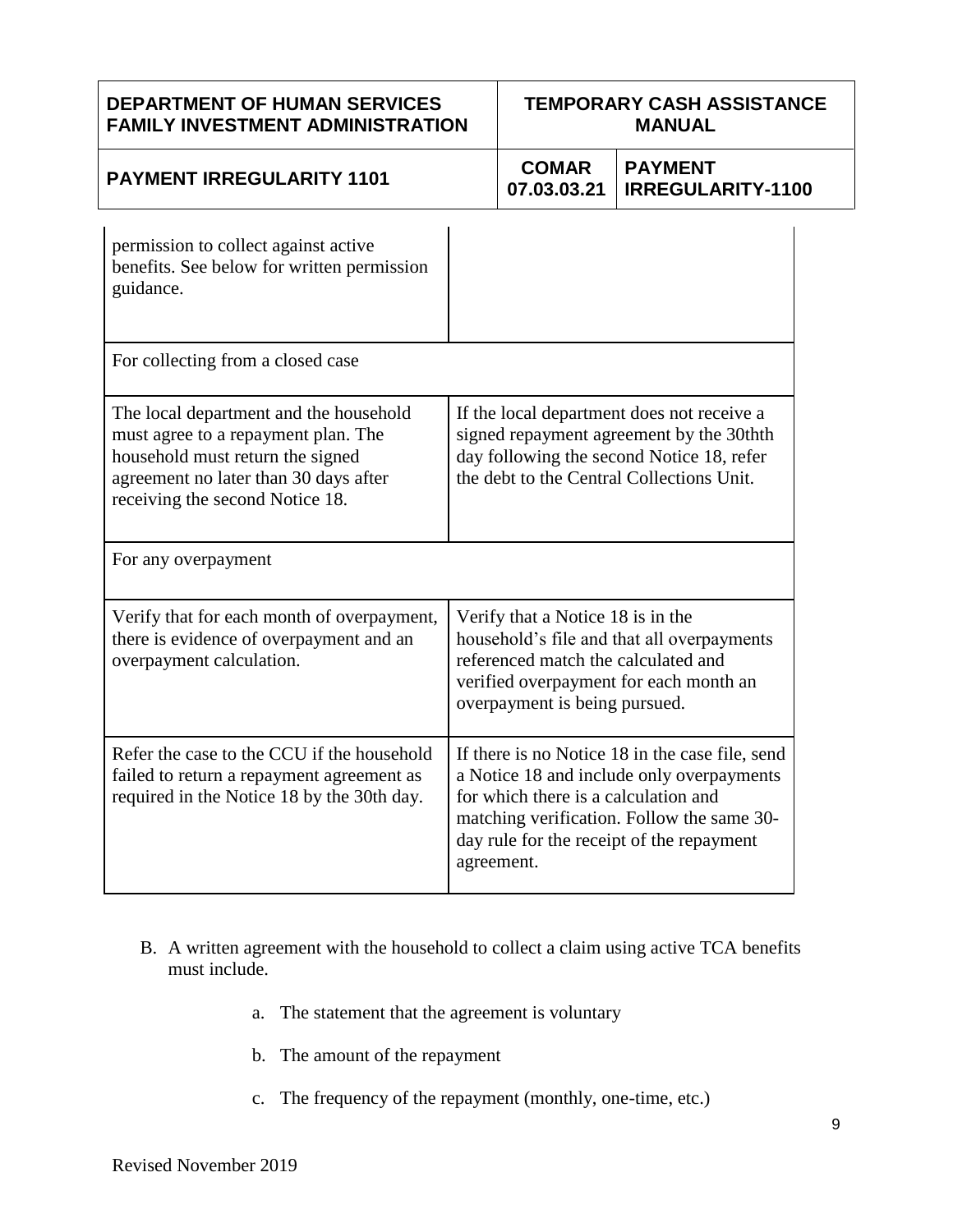| | |
|---|---|
| permission to collect against active benefits. See below for written permission guidance. | |
| For collecting from a closed case | |
| The local department and the household must agree to a repayment plan. The household must return the signed agreement no later than 30 days after receiving the second Notice 18. | If the local department does not receive a signed repayment agreement by the 30thth day following the second Notice 18, refer the debt to the Central Collections Unit. |
| For any overpayment | |
| Verify that for each month of overpayment, there is evidence of overpayment and an overpayment calculation. | Verify that a Notice 18 is in the household's file and that all overpayments referenced match the calculated and verified overpayment for each month an overpayment is being pursued. |
| Refer the case to the CCU if the household failed to return a repayment agreement as required in the Notice 18 by the 30th day. | If there is no Notice 18 in the case file, send a Notice 18 and include only overpayments for which there is a calculation and matching verification. Follow the same 30-day rule for the receipt of the repayment agreement. |

B. A written agreement with the household to collect a claim using active TCA benefits must include.

   a. The statement that the agreement is voluntary

   b. The amount of the repayment

   c. The frequency of the repayment (monthly, one-time, etc.)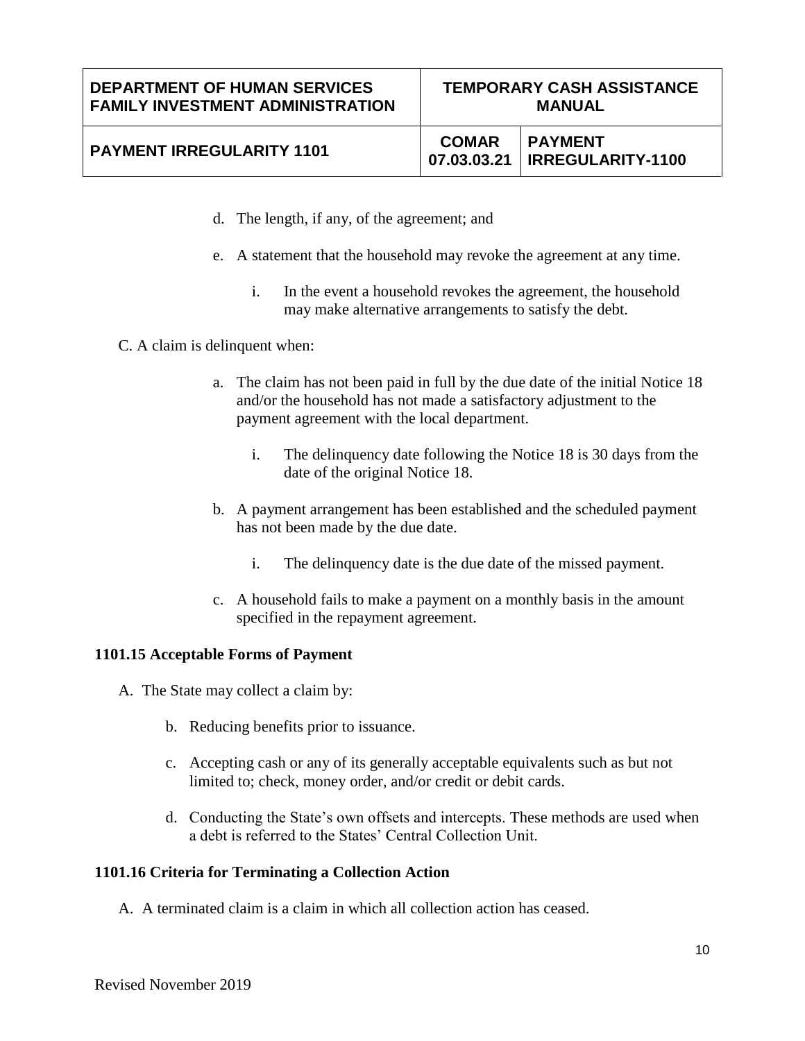d. The length, if any, of the agreement; and

e. A statement that the household may revoke the agreement at any time.

   i. In the event a household revokes the agreement, the household may make alternative arrangements to satisfy the debt.

C. A claim is delinquent when:

a. The claim has not been paid in full by the due date of the initial Notice 18 and/or the household has not made a satisfactory adjustment to the payment agreement with the local department.

   i. The delinquency date following the Notice 18 is 30 days from the date of the original Notice 18.

b. A payment arrangement has been established and the scheduled payment has not been made by the due date.

   i. The delinquency date is the due date of the missed payment.

c. A household fails to make a payment on a monthly basis in the amount specified in the repayment agreement.

**1101.15 Acceptable Forms of Payment**

A. The State may collect a claim by:

b. Reducing benefits prior to issuance.

c. Accepting cash or any of its generally acceptable equivalents such as but not limited to; check, money order, and/or credit or debit cards.

d. Conducting the State's own offsets and intercepts. These methods are used when a debt is referred to the States' Central Collection Unit.

**1101.16 Criteria for Terminating a Collection Action**

A. A terminated claim is a claim in which all collection action has ceased.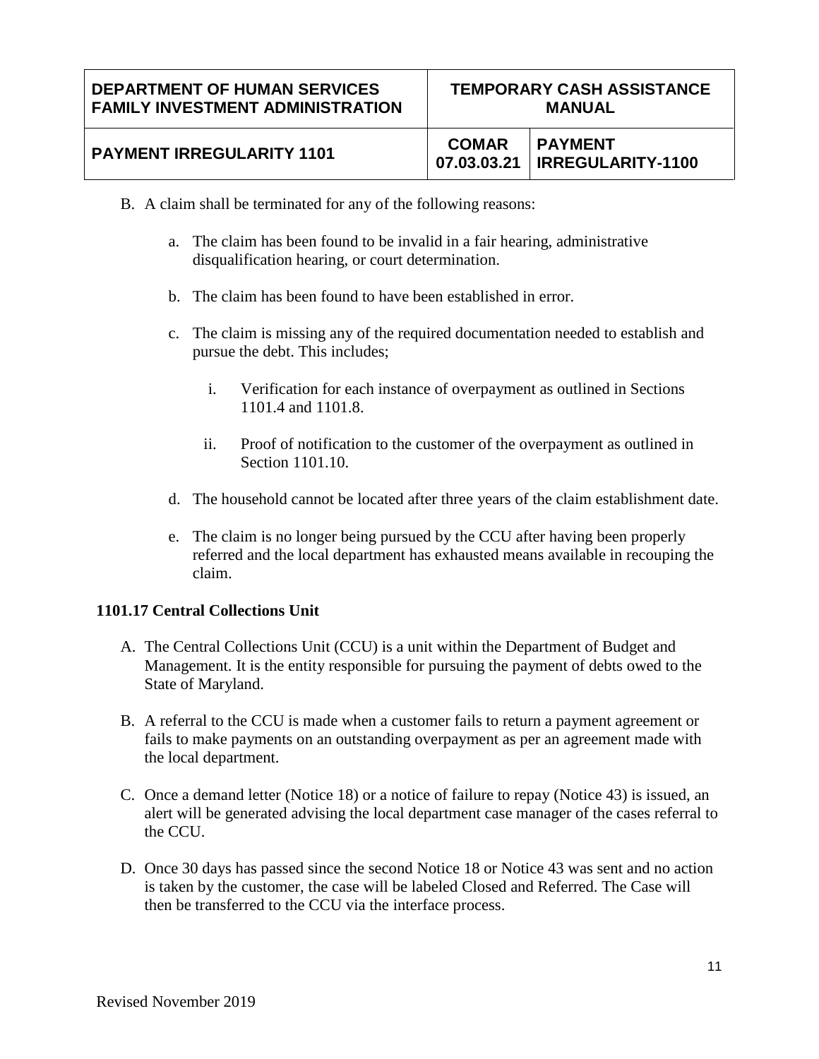B. A claim shall be terminated for any of the following reasons:

   a. The claim has been found to be invalid in a fair hearing, administrative disqualification hearing, or court determination.

   b. The claim has been found to have been established in error.

   c. The claim is missing any of the required documentation needed to establish and pursue the debt. This includes;

      i. Verification for each instance of overpayment as outlined in Sections 1101.4 and 1101.8.

      ii. Proof of notification to the customer of the overpayment as outlined in Section 1101.10.

   d. The household cannot be located after three years of the claim establishment date.

   e. The claim is no longer being pursued by the CCU after having been properly referred and the local department has exhausted means available in recouping the claim.

### 1101.17 Central Collections Unit

A. The Central Collections Unit (CCU) is a unit within the Department of Budget and Management. It is the entity responsible for pursuing the payment of debts owed to the State of Maryland.

B. A referral to the CCU is made when a customer fails to return a payment agreement or fails to make payments on an outstanding overpayment as per an agreement made with the local department.

C. Once a demand letter (Notice 18) or a notice of failure to repay (Notice 43) is issued, an alert will be generated advising the local department case manager of the cases referral to the CCU.

D. Once 30 days has passed since the second Notice 18 or Notice 43 was sent and no action is taken by the customer, the case will be labeled Closed and Referred. The Case will then be transferred to the CCU via the interface process.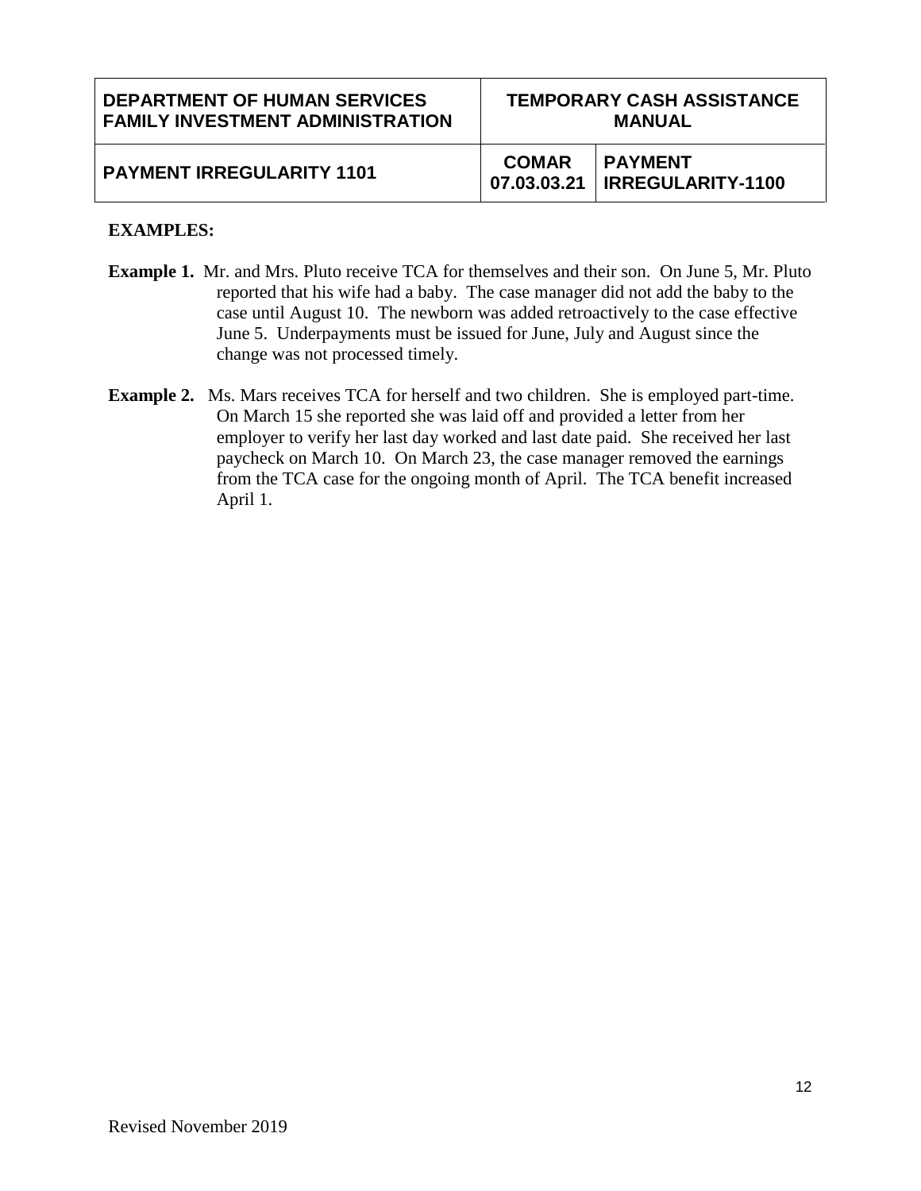**EXAMPLES:**

**Example 1.** Mr. and Mrs. Pluto receive TCA for themselves and their son. On June 5, Mr. Pluto reported that his wife had a baby. The case manager did not add the baby to the case until August 10. The newborn was added retroactively to the case effective June 5. Underpayments must be issued for June, July and August since the change was not processed timely.

**Example 2.** Ms. Mars receives TCA for herself and two children. She is employed part-time. On March 15 she reported she was laid off and provided a letter from her employer to verify her last day worked and last date paid. She received her last paycheck on March 10. On March 23, the case manager removed the earnings from the TCA case for the ongoing month of April. The TCA benefit increased April 1.